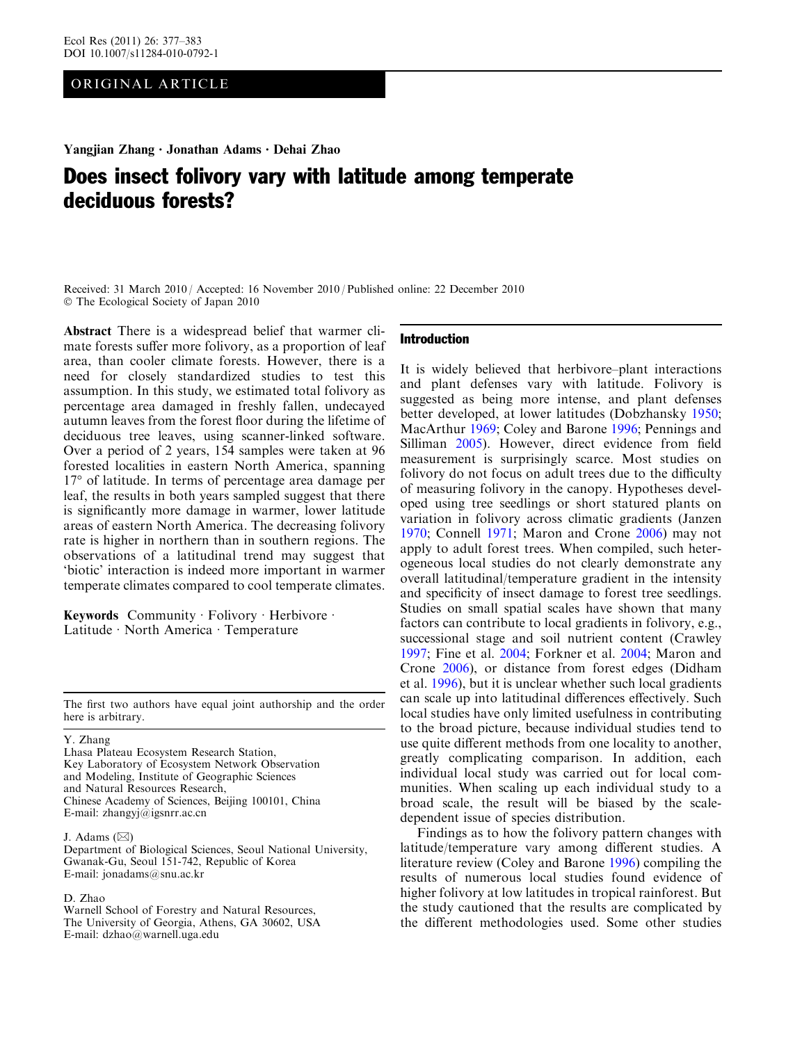ORIGINAL ARTICLE

**Yangjian Zhang · Jonathan Adams · Dehai Zhao**

# Does insect folivory vary with latitude among temperate deciduous forests?

Received: 31 March 2010 / Accepted: 16 November 2010 / Published online: 22 December 2010
© The Ecological Society of Japan 2010

**Abstract** There is a widespread belief that warmer climate forests suffer more folivory, as a proportion of leaf area, than cooler climate forests. However, there is a need for closely standardized studies to test this assumption. In this study, we estimated total folivory as percentage area damaged in freshly fallen, undecayed autumn leaves from the forest floor during the lifetime of deciduous tree leaves, using scanner-linked software. Over a period of 2 years, 154 samples were taken at 96 forested localities in eastern North America, spanning 17° of latitude. In terms of percentage area damage per leaf, the results in both years sampled suggest that there is significantly more damage in warmer, lower latitude areas of eastern North America. The decreasing folivory rate is higher in northern than in southern regions. The observations of a latitudinal trend may suggest that 'biotic' interaction is indeed more important in warmer temperate climates compared to cool temperate climates.

**Keywords** Community · Folivory · Herbivore · Latitude · North America · Temperature

The first two authors have equal joint authorship and the order here is arbitrary.

Y. Zhang
Lhasa Plateau Ecosystem Research Station,
Key Laboratory of Ecosystem Network Observation and Modeling, Institute of Geographic Sciences and Natural Resources Research,
Chinese Academy of Sciences, Beijing 100101, China
E-mail: zhangyj@igsnrr.ac.cn

J. Adams (✉)
Department of Biological Sciences, Seoul National University, Gwanak-Gu, Seoul 151-742, Republic of Korea
E-mail: jonadams@snu.ac.kr

D. Zhao
Warnell School of Forestry and Natural Resources,
The University of Georgia, Athens, GA 30602, USA
E-mail: dzhao@warnell.uga.edu

## Introduction

It is widely believed that herbivore–plant interactions and plant defenses vary with latitude. Folivory is suggested as being more intense, and plant defenses better developed, at lower latitudes (Dobzhansky 1950; MacArthur 1969; Coley and Barone 1996; Pennings and Silliman 2005). However, direct evidence from field measurement is surprisingly scarce. Most studies on folivory do not focus on adult trees due to the difficulty of measuring folivory in the canopy. Hypotheses developed using tree seedlings or short statured plants on variation in folivory across climatic gradients (Janzen 1970; Connell 1971; Maron and Crone 2006) may not apply to adult forest trees. When compiled, such heterogeneous local studies do not clearly demonstrate any overall latitudinal/temperature gradient in the intensity and specificity of insect damage to forest tree seedlings. Studies on small spatial scales have shown that many factors can contribute to local gradients in folivory, e.g., successional stage and soil nutrient content (Crawley 1997; Fine et al. 2004; Forkner et al. 2004; Maron and Crone 2006), or distance from forest edges (Didham et al. 1996), but it is unclear whether such local gradients can scale up into latitudinal differences effectively. Such local studies have only limited usefulness in contributing to the broad picture, because individual studies tend to use quite different methods from one locality to another, greatly complicating comparison. In addition, each individual local study was carried out for local communities. When scaling up each individual study to a broad scale, the result will be biased by the scale-dependent issue of species distribution.

Findings as to how the folivory pattern changes with latitude/temperature vary among different studies. A literature review (Coley and Barone 1996) compiling the results of numerous local studies found evidence of higher folivory at low latitudes in tropical rainforest. But the study cautioned that the results are complicated by the different methodologies used. Some other studies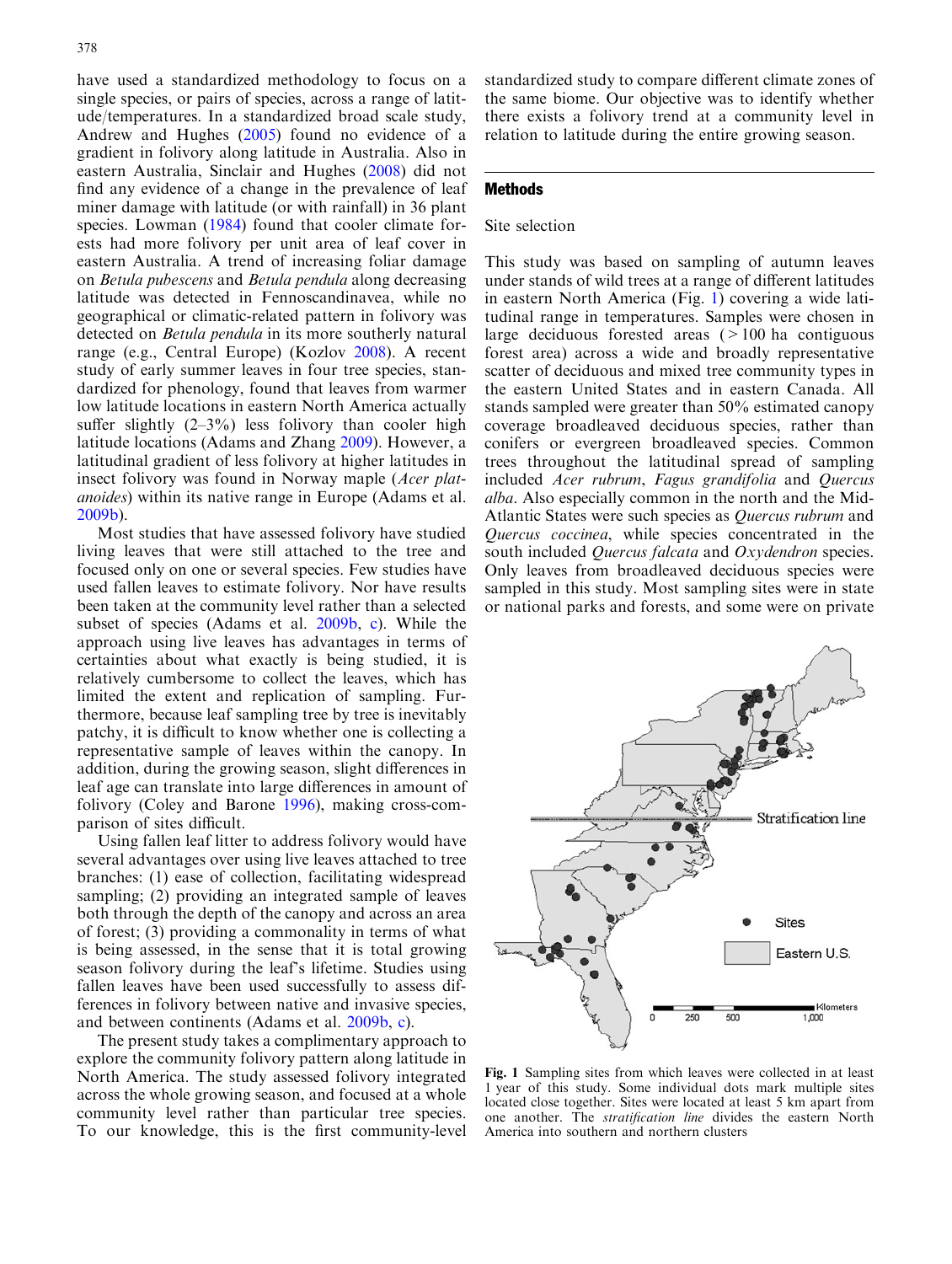have used a standardized methodology to focus on a single species, or pairs of species, across a range of latitude/temperatures. In a standardized broad scale study, Andrew and Hughes (2005) found no evidence of a gradient in folivory along latitude in Australia. Also in eastern Australia, Sinclair and Hughes (2008) did not find any evidence of a change in the prevalence of leaf miner damage with latitude (or with rainfall) in 36 plant species. Lowman (1984) found that cooler climate forests had more folivory per unit area of leaf cover in eastern Australia. A trend of increasing foliar damage on *Betula pubescens* and *Betula pendula* along decreasing latitude was detected in Fennoscandinavea, while no geographical or climatic-related pattern in folivory was detected on *Betula pendula* in its more southerly natural range (e.g., Central Europe) (Kozlov 2008). A recent study of early summer leaves in four tree species, standardized for phenology, found that leaves from warmer low latitude locations in eastern North America actually suffer slightly (2–3%) less folivory than cooler high latitude locations (Adams and Zhang 2009). However, a latitudinal gradient of less folivory at higher latitudes in insect folivory was found in Norway maple (*Acer platanoides*) within its native range in Europe (Adams et al. 2009b).

Most studies that have assessed folivory have studied living leaves that were still attached to the tree and focused only on one or several species. Few studies have used fallen leaves to estimate folivory. Nor have results been taken at the community level rather than a selected subset of species (Adams et al. 2009b, c). While the approach using live leaves has advantages in terms of certainties about what exactly is being studied, it is relatively cumbersome to collect the leaves, which has limited the extent and replication of sampling. Furthermore, because leaf sampling tree by tree is inevitably patchy, it is difficult to know whether one is collecting a representative sample of leaves within the canopy. In addition, during the growing season, slight differences in leaf age can translate into large differences in amount of folivory (Coley and Barone 1996), making cross-comparison of sites difficult.

Using fallen leaf litter to address folivory would have several advantages over using live leaves attached to tree branches: (1) ease of collection, facilitating widespread sampling; (2) providing an integrated sample of leaves both through the depth of the canopy and across an area of forest; (3) providing a commonality in terms of what is being assessed, in the sense that it is total growing season folivory during the leaf's lifetime. Studies using fallen leaves have been used successfully to assess differences in folivory between native and invasive species, and between continents (Adams et al. 2009b, c).

The present study takes a complimentary approach to explore the community folivory pattern along latitude in North America. The study assessed folivory integrated across the whole growing season, and focused at a whole community level rather than particular tree species. To our knowledge, this is the first community-level standardized study to compare different climate zones of the same biome. Our objective was to identify whether there exists a folivory trend at a community level in relation to latitude during the entire growing season.

## Methods

### Site selection

This study was based on sampling of autumn leaves under stands of wild trees at a range of different latitudes in eastern North America (Fig. 1) covering a wide latitudinal range in temperatures. Samples were chosen in large deciduous forested areas (>100 ha contiguous forest area) across a wide and broadly representative scatter of deciduous and mixed tree community types in the eastern United States and in eastern Canada. All stands sampled were greater than 50% estimated canopy coverage broadleaved deciduous species, rather than conifers or evergreen broadleaved species. Common trees throughout the latitudinal spread of sampling included *Acer rubrum*, *Fagus grandifolia* and *Quercus alba*. Also especially common in the north and the Mid-Atlantic States were such species as *Quercus rubrum* and *Quercus coccinea*, while species concentrated in the south included *Quercus falcata* and *Oxydendron* species. Only leaves from broadleaved deciduous species were sampled in this study. Most sampling sites were in state or national parks and forests, and some were on private

**Fig. 1** Sampling sites from which leaves were collected in at least 1 year of this study. Some individual dots mark multiple sites located close together. Sites were located at least 5 km apart from one another. The *stratification line* divides the eastern North America into southern and northern clusters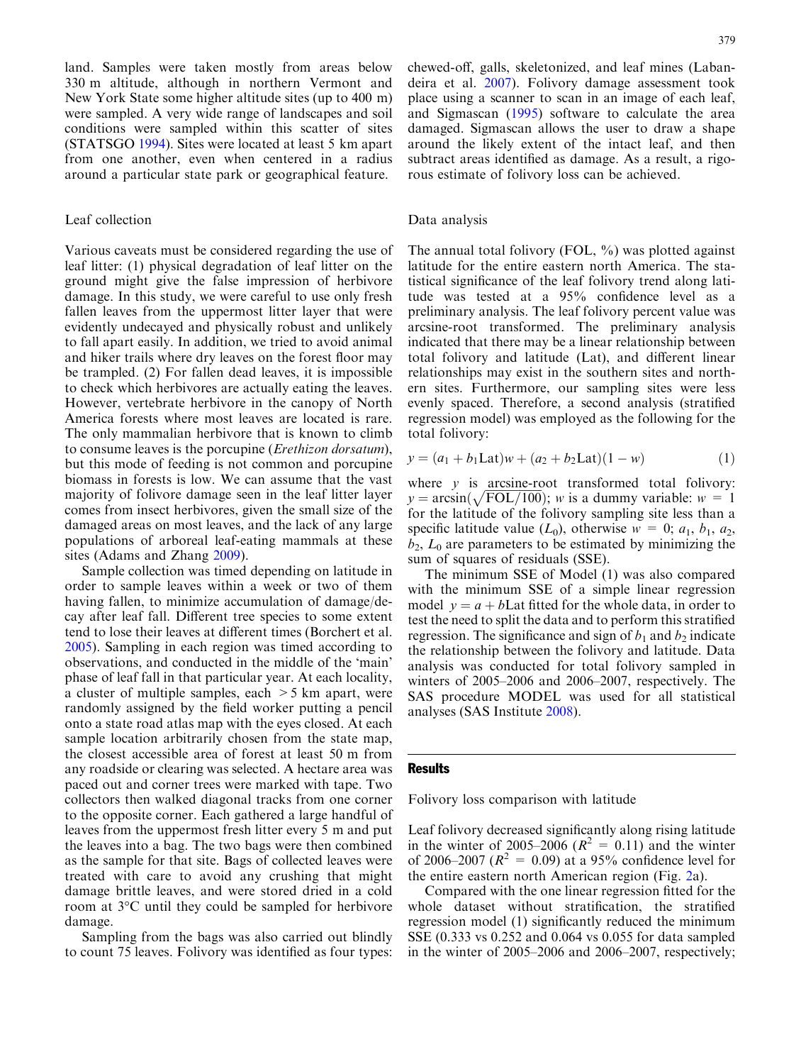land. Samples were taken mostly from areas below 330 m altitude, although in northern Vermont and New York State some higher altitude sites (up to 400 m) were sampled. A very wide range of landscapes and soil conditions were sampled within this scatter of sites (STATSGO 1994). Sites were located at least 5 km apart from one another, even when centered in a radius around a particular state park or geographical feature.

### Leaf collection

Various caveats must be considered regarding the use of leaf litter: (1) physical degradation of leaf litter on the ground might give the false impression of herbivore damage. In this study, we were careful to use only fresh fallen leaves from the uppermost litter layer that were evidently undecayed and physically robust and unlikely to fall apart easily. In addition, we tried to avoid animal and hiker trails where dry leaves on the forest floor may be trampled. (2) For fallen dead leaves, it is impossible to check which herbivores are actually eating the leaves. However, vertebrate herbivore in the canopy of North America forests where most leaves are located is rare. The only mammalian herbivore that is known to climb to consume leaves is the porcupine (*Erethizon dorsatum*), but this mode of feeding is not common and porcupine biomass in forests is low. We can assume that the vast majority of folivore damage seen in the leaf litter layer comes from insect herbivores, given the small size of the damaged areas on most leaves, and the lack of any large populations of arboreal leaf-eating mammals at these sites (Adams and Zhang 2009).

Sample collection was timed depending on latitude in order to sample leaves within a week or two of them having fallen, to minimize accumulation of damage/decay after leaf fall. Different tree species to some extent tend to lose their leaves at different times (Borchert et al. 2005). Sampling in each region was timed according to observations, and conducted in the middle of the 'main' phase of leaf fall in that particular year. At each locality, a cluster of multiple samples, each >5 km apart, were randomly assigned by the field worker putting a pencil onto a state road atlas map with the eyes closed. At each sample location arbitrarily chosen from the state map, the closest accessible area of forest at least 50 m from any roadside or clearing was selected. A hectare area was paced out and corner trees were marked with tape. Two collectors then walked diagonal tracks from one corner to the opposite corner. Each gathered a large handful of leaves from the uppermost fresh litter every 5 m and put the leaves into a bag. The two bags were then combined as the sample for that site. Bags of collected leaves were treated with care to avoid any crushing that might damage brittle leaves, and were stored dried in a cold room at 3°C until they could be sampled for herbivore damage.

Sampling from the bags was also carried out blindly to count 75 leaves. Folivory was identified as four types: chewed-off, galls, skeletonized, and leaf mines (Labandeira et al. 2007). Folivory damage assessment took place using a scanner to scan in an image of each leaf, and Sigmascan (1995) software to calculate the area damaged. Sigmascan allows the user to draw a shape around the likely extent of the intact leaf, and then subtract areas identified as damage. As a result, a rigorous estimate of folivory loss can be achieved.

### Data analysis

The annual total folivory (FOL, %) was plotted against latitude for the entire eastern north America. The statistical significance of the leaf folivory trend along latitude was tested at a 95% confidence level as a preliminary analysis. The leaf folivory percent value was arcsine-root transformed. The preliminary analysis indicated that there may be a linear relationship between total folivory and latitude (Lat), and different linear relationships may exist in the southern sites and northern sites. Furthermore, our sampling sites were less evenly spaced. Therefore, a second analysis (stratified regression model) was employed as the following for the total folivory:

$$y = (a_1 + b_1\text{Lat})w + (a_2 + b_2\text{Lat})(1 - w) \qquad (1)$$

where $y$ is arcsine-root transformed total folivory: $y = \arcsin(\sqrt{\text{FOL}/100})$; $w$ is a dummy variable: $w = 1$ for the latitude of the folivory sampling site less than a specific latitude value ($L_0$), otherwise $w = 0$; $a_1$, $b_1$, $a_2$, $b_2$, $L_0$ are parameters to be estimated by minimizing the sum of squares of residuals (SSE).

The minimum SSE of Model (1) was also compared with the minimum SSE of a simple linear regression model $y = a + b\text{Lat}$ fitted for the whole data, in order to test the need to split the data and to perform this stratified regression. The significance and sign of $b_1$ and $b_2$ indicate the relationship between the folivory and latitude. Data analysis was conducted for total folivory sampled in winters of 2005–2006 and 2006–2007, respectively. The SAS procedure MODEL was used for all statistical analyses (SAS Institute 2008).

## Results

### Folivory loss comparison with latitude

Leaf folivory decreased significantly along rising latitude in the winter of 2005–2006 ($R^2 = 0.11$) and the winter of 2006–2007 ($R^2 = 0.09$) at a 95% confidence level for the entire eastern north American region (Fig. 2a).

Compared with the one linear regression fitted for the whole dataset without stratification, the stratified regression model (1) significantly reduced the minimum SSE (0.333 vs 0.252 and 0.064 vs 0.055 for data sampled in the winter of 2005–2006 and 2006–2007, respectively;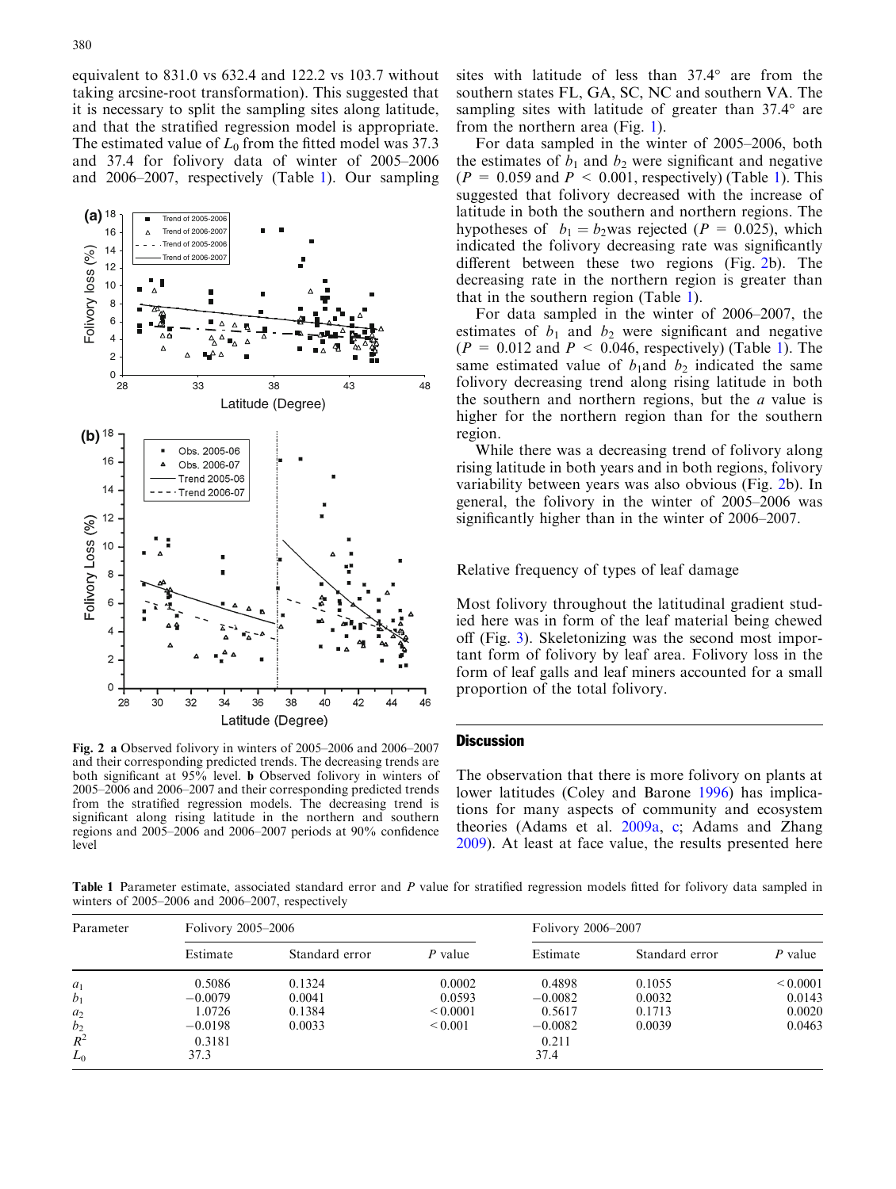equivalent to 831.0 vs 632.4 and 122.2 vs 103.7 without taking arcsine-root transformation). This suggested that it is necessary to split the sampling sites along latitude, and that the stratified regression model is appropriate. The estimated value of $L_0$ from the fitted model was 37.3 and 37.4 for folivory data of winter of 2005–2006 and 2006–2007, respectively (Table 1). Our sampling sites with latitude of less than 37.4° are from the southern states FL, GA, SC, NC and southern VA. The sampling sites with latitude of greater than 37.4° are from the northern area (Fig. 1).

For data sampled in the winter of 2005–2006, both the estimates of $b_1$ and $b_2$ were significant and negative ($P = 0.059$ and $P < 0.001$, respectively) (Table 1). This suggested that folivory decreased with the increase of latitude in both the southern and northern regions. The hypotheses of $b_1 = b_2$ was rejected ($P = 0.025$), which indicated the folivory decreasing rate was significantly different between these two regions (Fig. 2b). The decreasing rate in the northern region is greater than that in the southern region (Table 1).

For data sampled in the winter of 2006–2007, the estimates of $b_1$ and $b_2$ were significant and negative ($P = 0.012$ and $P < 0.046$, respectively) (Table 1). The same estimated value of $b_1$ and $b_2$ indicated the same folivory decreasing trend along rising latitude in both the southern and northern regions, but the $a$ value is higher for the northern region than for the southern region.

While there was a decreasing trend of folivory along rising latitude in both years and in both regions, folivory variability between years was also obvious (Fig. 2b). In general, the folivory in the winter of 2005–2006 was significantly higher than in the winter of 2006–2007.

Fig. 2 **a** Observed folivory in winters of 2005–2006 and 2006–2007 and their corresponding predicted trends. The decreasing trends are both significant at 95% level. **b** Observed folivory in winters of 2005–2006 and 2006–2007 and their corresponding predicted trends from the stratified regression models. The decreasing trend is significant along rising latitude in the northern and southern regions and 2005–2006 and 2006–2007 periods at 90% confidence level

### Relative frequency of types of leaf damage

Most folivory throughout the latitudinal gradient studied here was in form of the leaf material being chewed off (Fig. 3). Skeletonizing was the second most important form of folivory by leaf area. Folivory loss in the form of leaf galls and leaf miners accounted for a small proportion of the total folivory.

## Discussion

The observation that there is more folivory on plants at lower latitudes (Coley and Barone 1996) has implications for many aspects of community and ecosystem theories (Adams et al. 2009a, c; Adams and Zhang 2009). At least at face value, the results presented here

**Table 1** Parameter estimate, associated standard error and P value for stratified regression models fitted for folivory data sampled in winters of 2005–2006 and 2006–2007, respectively

| Parameter | Folivory 2005–2006 | | | Folivory 2006–2007 | | |
|---|---|---|---|---|---|---|
| | Estimate | Standard error | P value | Estimate | Standard error | P value |
| $a_1$ | 0.5086 | 0.1324 | 0.0002 | 0.4898 | 0.1055 | < 0.0001 |
| $b_1$ | −0.0079 | 0.0041 | 0.0593 | −0.0082 | 0.0032 | 0.0143 |
| $a_2$ | 1.0726 | 0.1384 | < 0.0001 | 0.5617 | 0.1713 | 0.0020 |
| $b_2$ | −0.0198 | 0.0033 | < 0.001 | −0.0082 | 0.0039 | 0.0463 |
| $R^2$ | 0.3181 | | | 0.211 | | |
| $L_0$ | 37.3 | | | 37.4 | | |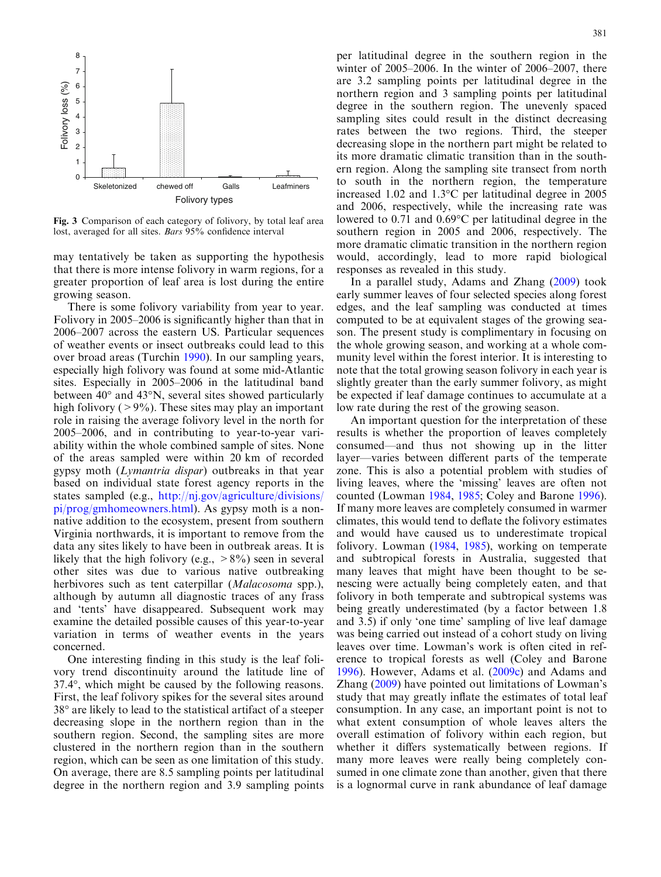Fig. 3 Comparison of each category of folivory, by total leaf area lost, averaged for all sites. *Bars* 95% confidence interval

may tentatively be taken as supporting the hypothesis that there is more intense folivory in warm regions, for a greater proportion of leaf area is lost during the entire growing season.

There is some folivory variability from year to year. Folivory in 2005–2006 is significantly higher than that in 2006–2007 across the eastern US. Particular sequences of weather events or insect outbreaks could lead to this over broad areas (Turchin 1990). In our sampling years, especially high folivory was found at some mid-Atlantic sites. Especially in 2005–2006 in the latitudinal band between 40° and 43°N, several sites showed particularly high folivory (>9%). These sites may play an important role in raising the average folivory level in the north for 2005–2006, and in contributing to year-to-year variability within the whole combined sample of sites. None of the areas sampled were within 20 km of recorded gypsy moth (*Lymantria dispar*) outbreaks in that year based on individual state forest agency reports in the states sampled (e.g., http://nj.gov/agriculture/divisions/pi/prog/gmhomeowners.html). As gypsy moth is a non-native addition to the ecosystem, present from southern Virginia northwards, it is important to remove from the data any sites likely to have been in outbreak areas. It is likely that the high folivory (e.g., >8%) seen in several other sites was due to various native outbreaking herbivores such as tent caterpillar (*Malacosoma* spp.), although by autumn all diagnostic traces of any frass and 'tents' have disappeared. Subsequent work may examine the detailed possible causes of this year-to-year variation in terms of weather events in the years concerned.

One interesting finding in this study is the leaf folivory trend discontinuity around the latitude line of 37.4°, which might be caused by the following reasons. First, the leaf folivory spikes for the several sites around 38° are likely to lead to the statistical artifact of a steeper decreasing slope in the northern region than in the southern region. Second, the sampling sites are more clustered in the northern region than in the southern region, which can be seen as one limitation of this study. On average, there are 8.5 sampling points per latitudinal degree in the northern region and 3.9 sampling points per latitudinal degree in the southern region in the winter of 2005–2006. In the winter of 2006–2007, there are 3.2 sampling points per latitudinal degree in the northern region and 3 sampling points per latitudinal degree in the southern region. The unevenly spaced sampling sites could result in the distinct decreasing rates between the two regions. Third, the steeper decreasing slope in the northern part might be related to its more dramatic climatic transition than in the southern region. Along the sampling site transect from north to south in the northern region, the temperature increased 1.02 and 1.3°C per latitudinal degree in 2005 and 2006, respectively, while the increasing rate was lowered to 0.71 and 0.69°C per latitudinal degree in the southern region in 2005 and 2006, respectively. The more dramatic climatic transition in the northern region would, accordingly, lead to more rapid biological responses as revealed in this study.

In a parallel study, Adams and Zhang (2009) took early summer leaves of four selected species along forest edges, and the leaf sampling was conducted at times computed to be at equivalent stages of the growing season. The present study is complimentary in focusing on the whole growing season, and working at a whole community level within the forest interior. It is interesting to note that the total growing season folivory in each year is slightly greater than the early summer folivory, as might be expected if leaf damage continues to accumulate at a low rate during the rest of the growing season.

An important question for the interpretation of these results is whether the proportion of leaves completely consumed—and thus not showing up in the litter layer—varies between different parts of the temperate zone. This is also a potential problem with studies of living leaves, where the 'missing' leaves are often not counted (Lowman 1984, 1985; Coley and Barone 1996). If many more leaves are completely consumed in warmer climates, this would tend to deflate the folivory estimates and would have caused us to underestimate tropical folivory. Lowman (1984, 1985), working on temperate and subtropical forests in Australia, suggested that many leaves that might have been thought to be senescing were actually being completely eaten, and that folivory in both temperate and subtropical systems was being greatly underestimated (by a factor between 1.8 and 3.5) if only 'one time' sampling of live leaf damage was being carried out instead of a cohort study on living leaves over time. Lowman's work is often cited in reference to tropical forests as well (Coley and Barone 1996). However, Adams et al. (2009c) and Adams and Zhang (2009) have pointed out limitations of Lowman's study that may greatly inflate the estimates of total leaf consumption. In any case, an important point is not to what extent consumption of whole leaves alters the overall estimation of folivory within each region, but whether it differs systematically between regions. If many more leaves were really being completely consumed in one climate zone than another, given that there is a lognormal curve in rank abundance of leaf damage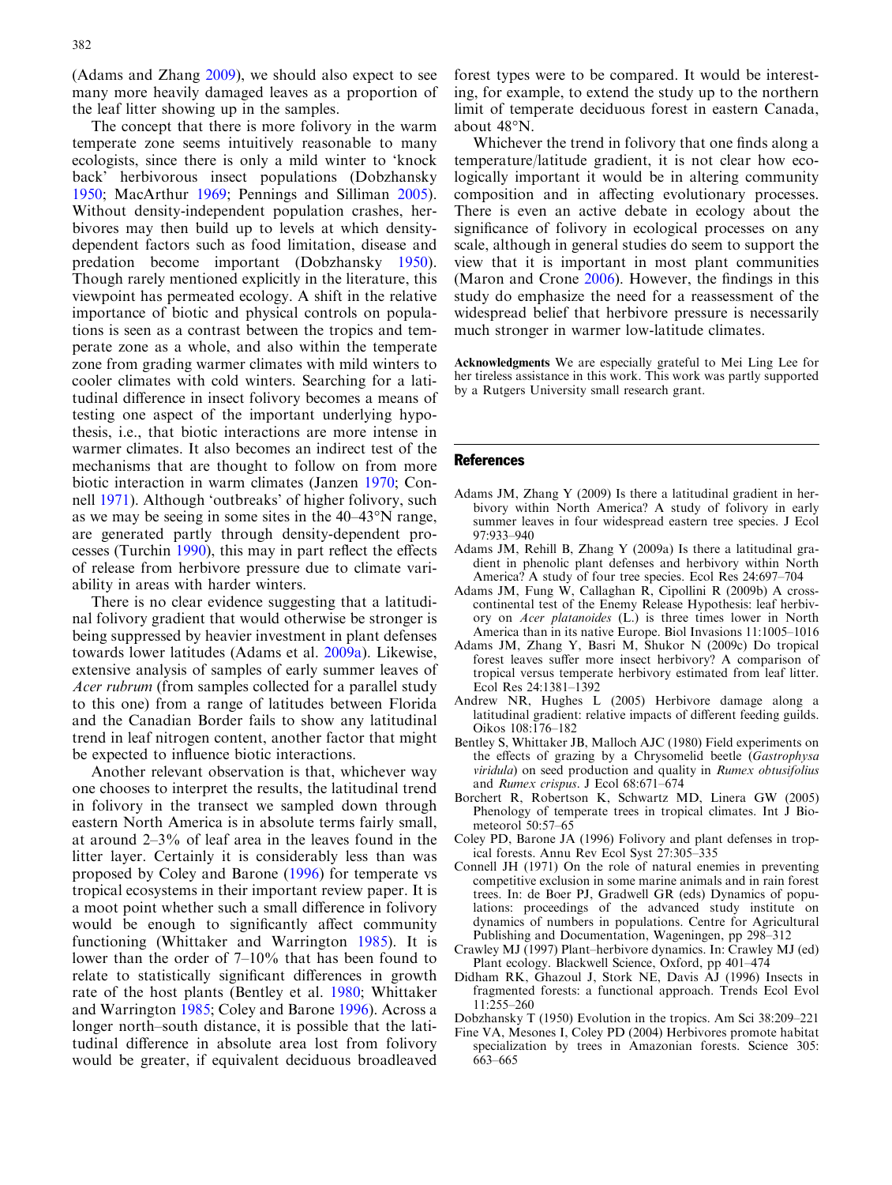(Adams and Zhang 2009), we should also expect to see many more heavily damaged leaves as a proportion of the leaf litter showing up in the samples.

The concept that there is more folivory in the warm temperate zone seems intuitively reasonable to many ecologists, since there is only a mild winter to 'knock back' herbivorous insect populations (Dobzhansky 1950; MacArthur 1969; Pennings and Silliman 2005). Without density-independent population crashes, herbivores may then build up to levels at which density-dependent factors such as food limitation, disease and predation become important (Dobzhansky 1950). Though rarely mentioned explicitly in the literature, this viewpoint has permeated ecology. A shift in the relative importance of biotic and physical controls on populations is seen as a contrast between the tropics and temperate zone as a whole, and also within the temperate zone from grading warmer climates with mild winters to cooler climates with cold winters. Searching for a latitudinal difference in insect folivory becomes a means of testing one aspect of the important underlying hypothesis, i.e., that biotic interactions are more intense in warmer climates. It also becomes an indirect test of the mechanisms that are thought to follow on from more biotic interaction in warm climates (Janzen 1970; Connell 1971). Although 'outbreaks' of higher folivory, such as we may be seeing in some sites in the 40–43°N range, are generated partly through density-dependent processes (Turchin 1990), this may in part reflect the effects of release from herbivore pressure due to climate variability in areas with harder winters.

There is no clear evidence suggesting that a latitudinal folivory gradient that would otherwise be stronger is being suppressed by heavier investment in plant defenses towards lower latitudes (Adams et al. 2009a). Likewise, extensive analysis of samples of early summer leaves of *Acer rubrum* (from samples collected for a parallel study to this one) from a range of latitudes between Florida and the Canadian Border fails to show any latitudinal trend in leaf nitrogen content, another factor that might be expected to influence biotic interactions.

Another relevant observation is that, whichever way one chooses to interpret the results, the latitudinal trend in folivory in the transect we sampled down through eastern North America is in absolute terms fairly small, at around 2–3% of leaf area in the leaves found in the litter layer. Certainly it is considerably less than was proposed by Coley and Barone (1996) for temperate vs tropical ecosystems in their important review paper. It is a moot point whether such a small difference in folivory would be enough to significantly affect community functioning (Whittaker and Warrington 1985). It is lower than the order of 7–10% that has been found to relate to statistically significant differences in growth rate of the host plants (Bentley et al. 1980; Whittaker and Warrington 1985; Coley and Barone 1996). Across a longer north–south distance, it is possible that the latitudinal difference in absolute area lost from folivory would be greater, if equivalent deciduous broadleaved forest types were to be compared. It would be interesting, for example, to extend the study up to the northern limit of temperate deciduous forest in eastern Canada, about 48°N.

Whichever the trend in folivory that one finds along a temperature/latitude gradient, it is not clear how ecologically important it would be in altering community composition and in affecting evolutionary processes. There is even an active debate in ecology about the significance of folivory in ecological processes on any scale, although in general studies do seem to support the view that it is important in most plant communities (Maron and Crone 2006). However, the findings in this study do emphasize the need for a reassessment of the widespread belief that herbivore pressure is necessarily much stronger in warmer low-latitude climates.

**Acknowledgments** We are especially grateful to Mei Ling Lee for her tireless assistance in this work. This work was partly supported by a Rutgers University small research grant.

## References

Adams JM, Zhang Y (2009) Is there a latitudinal gradient in herbivory within North America? A study of folivory in early summer leaves in four widespread eastern tree species. J Ecol 97:933–940

Adams JM, Rehill B, Zhang Y (2009a) Is there a latitudinal gradient in phenolic plant defenses and herbivory within North America? A study of four tree species. Ecol Res 24:697–704

Adams JM, Fung W, Callaghan R, Cipollini R (2009b) A cross-continental test of the Enemy Release Hypothesis: leaf herbivory on *Acer platanoides* (L.) is three times lower in North America than in its native Europe. Biol Invasions 11:1005–1016

Adams JM, Zhang Y, Basri M, Shukor N (2009c) Do tropical forest leaves suffer more insect herbivory? A comparison of tropical versus temperate herbivory estimated from leaf litter. Ecol Res 24:1381–1392

Andrew NR, Hughes L (2005) Herbivore damage along a latitudinal gradient: relative impacts of different feeding guilds. Oikos 108:176–182

Bentley S, Whittaker JB, Malloch AJC (1980) Field experiments on the effects of grazing by a Chrysomelid beetle (*Gastrophysa viridula*) on seed production and quality in *Rumex obtusifolius* and *Rumex crispus*. J Ecol 68:671–674

Borchert R, Robertson K, Schwartz MD, Linera GW (2005) Phenology of temperate trees in tropical climates. Int J Biometeorol 50:57–65

Coley PD, Barone JA (1996) Folivory and plant defenses in tropical forests. Annu Rev Ecol Syst 27:305–335

Connell JH (1971) On the role of natural enemies in preventing competitive exclusion in some marine animals and in rain forest trees. In: de Boer PJ, Gradwell GR (eds) Dynamics of populations: proceedings of the advanced study institute on dynamics of numbers in populations. Centre for Agricultural Publishing and Documentation, Wageningen, pp 298–312

Crawley MJ (1997) Plant–herbivore dynamics. In: Crawley MJ (ed) Plant ecology. Blackwell Science, Oxford, pp 401–474

Didham RK, Ghazoul J, Stork NE, Davis AJ (1996) Insects in fragmented forests: a functional approach. Trends Ecol Evol 11:255–260

Dobzhansky T (1950) Evolution in the tropics. Am Sci 38:209–221

Fine VA, Mesones I, Coley PD (2004) Herbivores promote habitat specialization by trees in Amazonian forests. Science 305: 663–665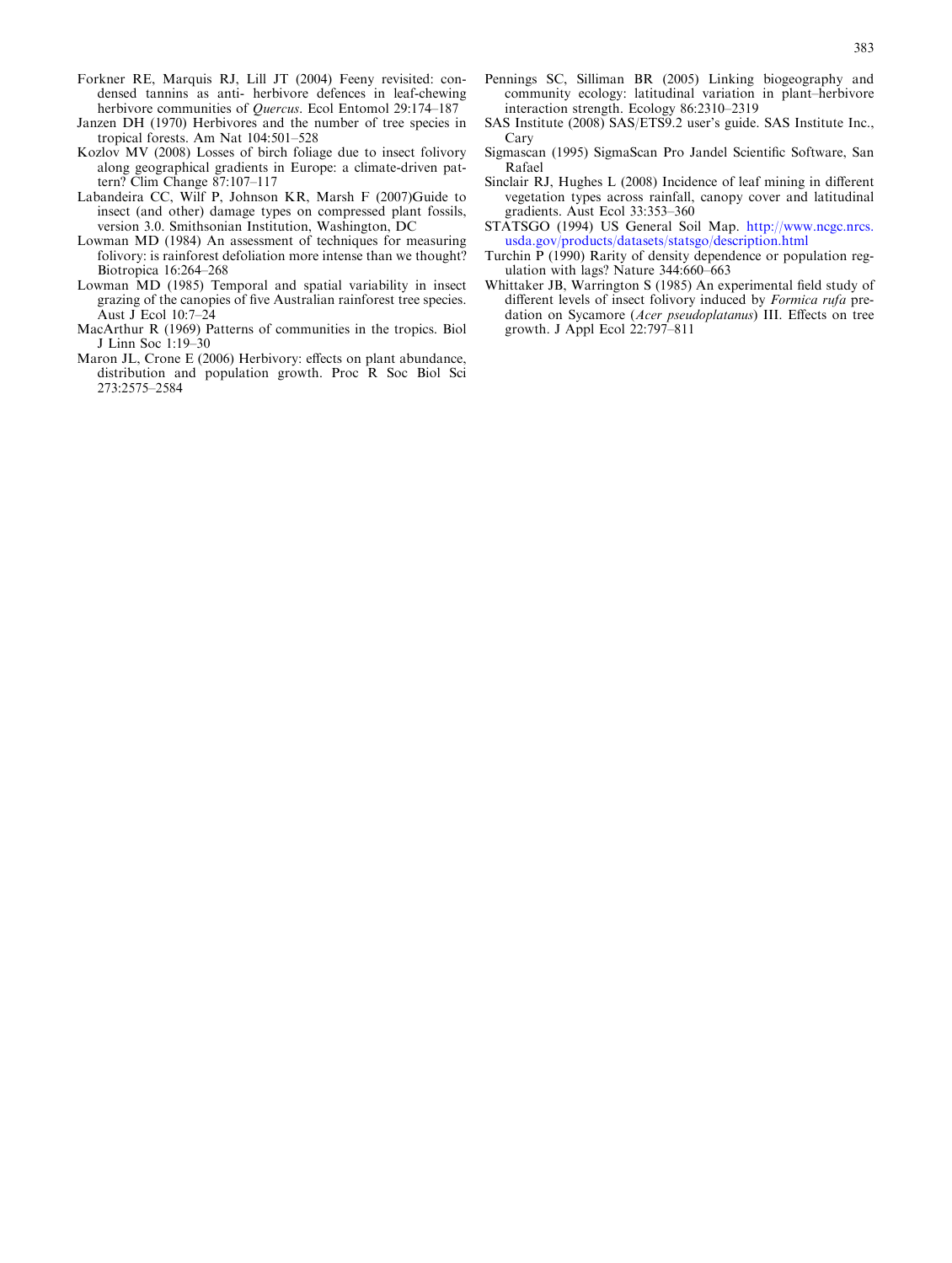Forkner RE, Marquis RJ, Lill JT (2004) Feeny revisited: condensed tannins as anti- herbivore defences in leaf-chewing herbivore communities of *Quercus*. Ecol Entomol 29:174–187

Janzen DH (1970) Herbivores and the number of tree species in tropical forests. Am Nat 104:501–528

Kozlov MV (2008) Losses of birch foliage due to insect folivory along geographical gradients in Europe: a climate-driven pattern? Clim Change 87:107–117

Labandeira CC, Wilf P, Johnson KR, Marsh F (2007)Guide to insect (and other) damage types on compressed plant fossils, version 3.0. Smithsonian Institution, Washington, DC

Lowman MD (1984) An assessment of techniques for measuring folivory: is rainforest defoliation more intense than we thought? Biotropica 16:264–268

Lowman MD (1985) Temporal and spatial variability in insect grazing of the canopies of five Australian rainforest tree species. Aust J Ecol 10:7–24

MacArthur R (1969) Patterns of communities in the tropics. Biol J Linn Soc 1:19–30

Maron JL, Crone E (2006) Herbivory: effects on plant abundance, distribution and population growth. Proc R Soc Biol Sci 273:2575–2584

Pennings SC, Silliman BR (2005) Linking biogeography and community ecology: latitudinal variation in plant–herbivore interaction strength. Ecology 86:2310–2319

SAS Institute (2008) SAS/ETS9.2 user's guide. SAS Institute Inc., Cary

Sigmascan (1995) SigmaScan Pro Jandel Scientific Software, San Rafael

Sinclair RJ, Hughes L (2008) Incidence of leaf mining in different vegetation types across rainfall, canopy cover and latitudinal gradients. Aust Ecol 33:353–360

STATSGO (1994) US General Soil Map. http://www.ncgc.nrcs.usda.gov/products/datasets/statsgo/description.html

Turchin P (1990) Rarity of density dependence or population regulation with lags? Nature 344:660–663

Whittaker JB, Warrington S (1985) An experimental field study of different levels of insect folivory induced by *Formica rufa* predation on Sycamore (*Acer pseudoplatanus*) III. Effects on tree growth. J Appl Ecol 22:797–811